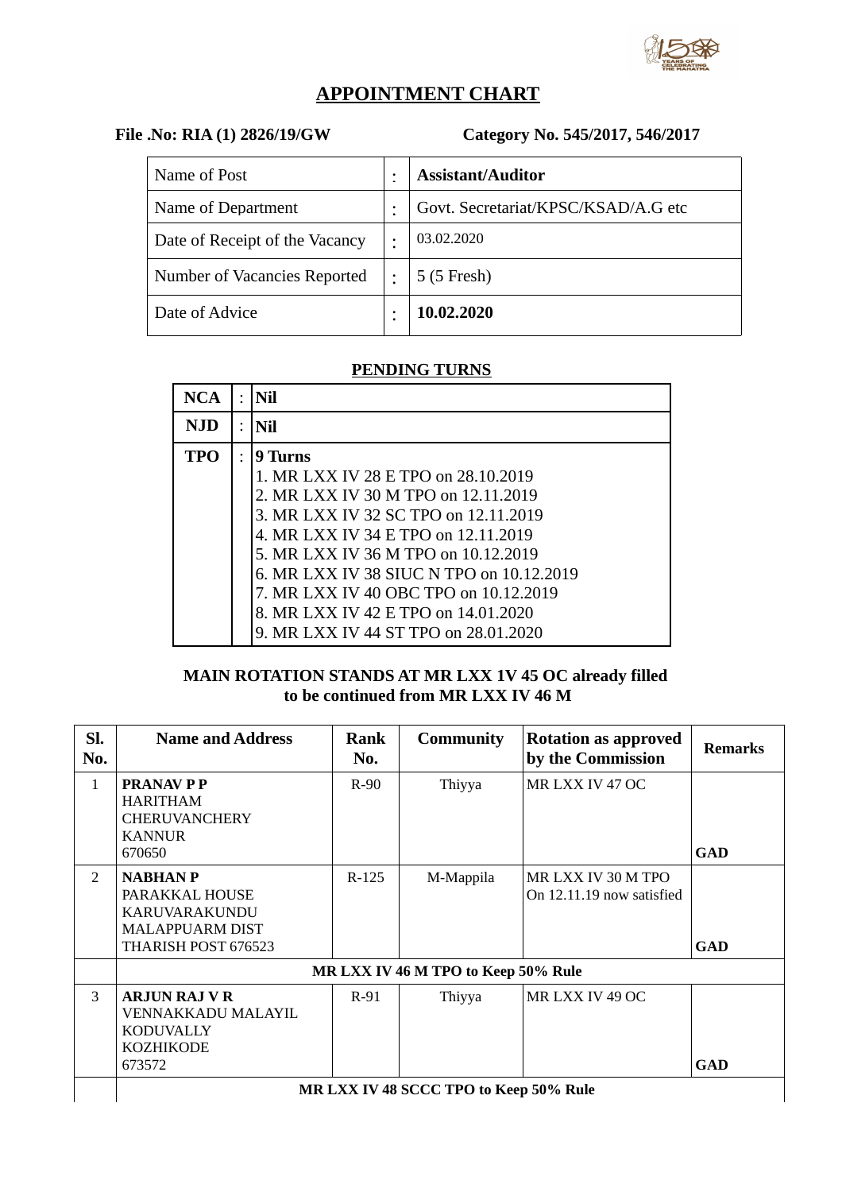# APPOINTMENT CHART

**File .No: RIA (1) 2826/19/GW** **Category No. 545/2017, 546/2017**

| | | |
|---|---|---|
| Name of Post | : | **Assistant/Auditor** |
| Name of Department | : | Govt. Secretariat/KPSC/KSAD/A.G etc |
| Date of Receipt of the Vacancy | : | 03.02.2020 |
| Number of Vacancies Reported | : | 5 (5 Fresh) |
| Date of Advice | : | **10.02.2020** |

## PENDING TURNS

| | | |
|---|---|---|
| **NCA** | : | **Nil** |
| **NJD** | : | **Nil** |
| **TPO** | : | **9 Turns**<br>1. MR LXX IV 28 E TPO on 28.10.2019<br>2. MR LXX IV 30 M TPO on 12.11.2019<br>3. MR LXX IV 32 SC TPO on 12.11.2019<br>4. MR LXX IV 34 E TPO on 12.11.2019<br>5. MR LXX IV 36 M TPO on 10.12.2019<br>6. MR LXX IV 38 SIUC N TPO on 10.12.2019<br>7. MR LXX IV 40 OBC TPO on 10.12.2019<br>8. MR LXX IV 42 E TPO on 14.01.2020<br>9. MR LXX IV 44 ST TPO on 28.01.2020 |

**MAIN ROTATION STANDS AT MR LXX 1V 45 OC already filled to be continued from MR LXX IV 46 M**

| Sl. No. | Name and Address | Rank No. | Community | Rotation as approved by the Commission | Remarks |
|---|---|---|---|---|---|
| 1 | **PRANAV P P**<br>HARITHAM<br>CHERUVANCHERY<br>KANNUR<br>670650 | R-90 | Thiyya | MR LXX IV 47 OC | **GAD** |
| 2 | **NABHAN P**<br>PARAKKAL HOUSE<br>KARUVARAKUNDU<br>MALAPPUARM DIST<br>THARISH POST 676523 | R-125 | M-Mappila | MR LXX IV 30 M TPO On 12.11.19 now satisfied | **GAD** |
| | **MR LXX IV 46 M TPO to Keep 50% Rule** | | | | |
| 3 | **ARJUN RAJ V R**<br>VENNAKKADU MALAYIL<br>KODUVALLY<br>KOZHIKODE<br>673572 | R-91 | Thiyya | MR LXX IV 49 OC | **GAD** |
| | **MR LXX IV 48 SCCC TPO to Keep 50% Rule** | | | | |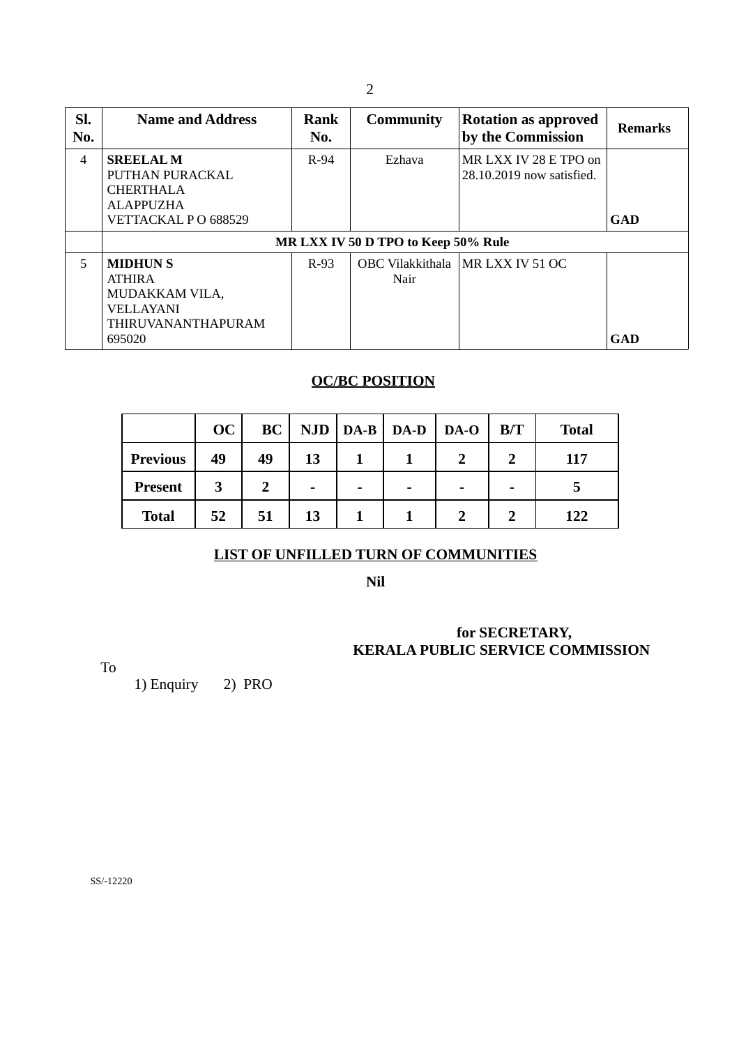| Sl. No. | Name and Address | Rank No. | Community | Rotation as approved by the Commission | Remarks |
|---|---|---|---|---|---|
| 4 | **SREELAL M** PUTHAN PURACKAL CHERTHALA ALAPPUZHA VETTACKAL P O 688529 | R-94 | Ezhava | MR LXX IV 28 E TPO on 28.10.2019 now satisfied. | **GAD** |
| | **MR LXX IV 50 D TPO to Keep 50% Rule** | | | | |
| 5 | **MIDHUN S** ATHIRA MUDAKKAM VILA, VELLAYANI THIRUVANANTHAPURAM 695020 | R-93 | OBC Vilakkithala Nair | MR LXX IV 51 OC | **GAD** |

**OC/BC POSITION**

| | OC | BC | NJD | DA-B | DA-D | DA-O | B/T | Total |
|---|---|---|---|---|---|---|---|---|
| **Previous** | **49** | **49** | **13** | **1** | **1** | **2** | **2** | **117** |
| **Present** | **3** | **2** | **-** | **-** | **-** | **-** | **-** | **5** |
| **Total** | **52** | **51** | **13** | **1** | **1** | **2** | **2** | **122** |

**LIST OF UNFILLED TURN OF COMMUNITIES**

**Nil**

**for SECRETARY,**
**KERALA PUBLIC SERVICE COMMISSION**

To
1) Enquiry 2) PRO

SS/-12220